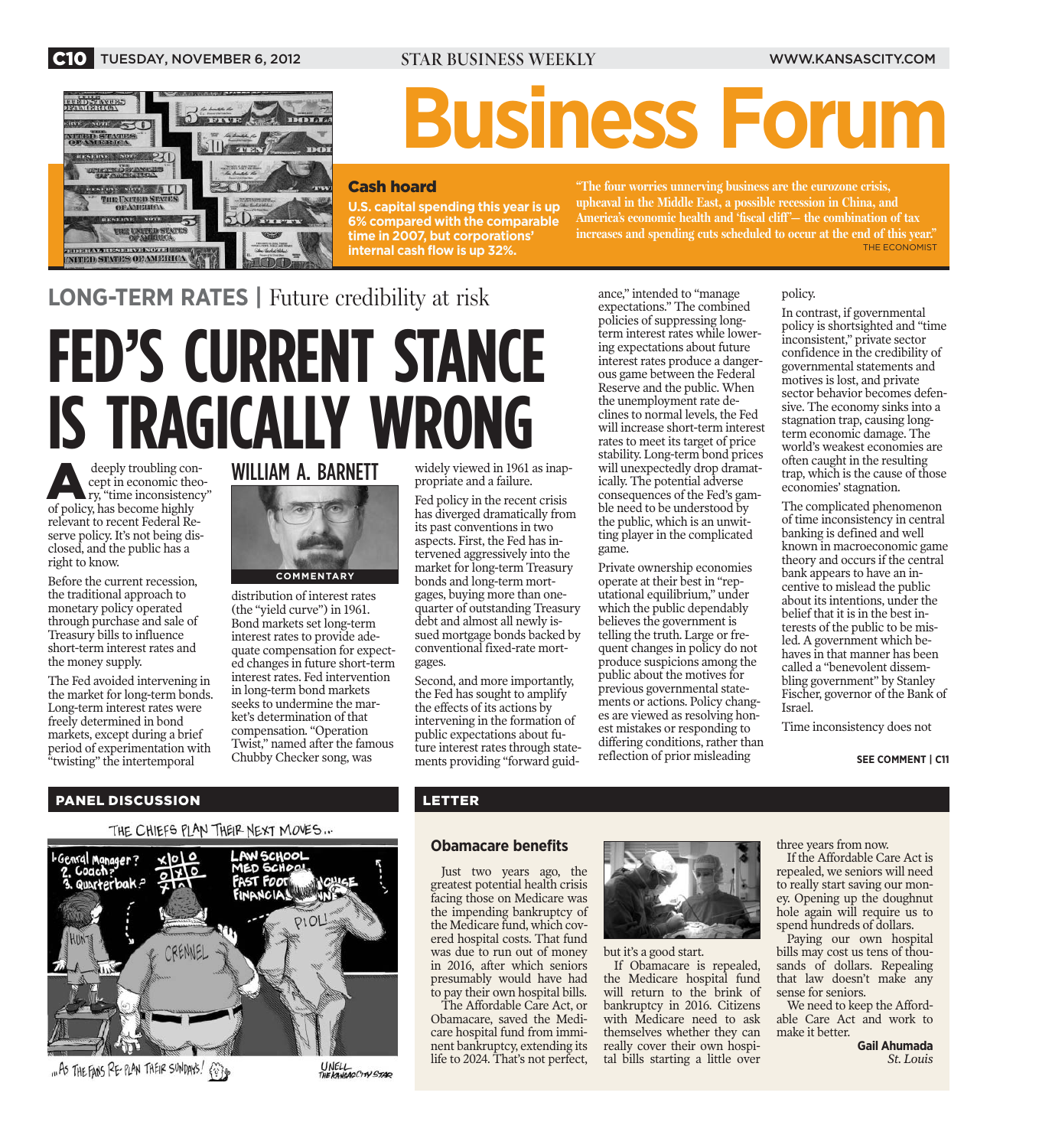# Business Forum

**Cash hoard**

**U.S. capital spending this year is up 6% compared with the comparable time in 2007, but corporations' internal cash flow is up 32%.**

**"The four worries unnerving business are the eurozone crisis, upheaval in the Middle East, a possible recession in China, and America's economic health and 'fiscal cliff'— the combination of tax increases and spending cuts scheduled to occur at the end of this year."**
THE ECONOMIST

## LONG-TERM RATES | Future credibility at risk

# FED'S CURRENT STANCE IS TRAGICALLY WRONG

**WILLIAM A. BARNETT**

COMMENTARY

A deeply troubling concept in economic theory, "time inconsistency" of policy, has become highly relevant to recent Federal Reserve policy. It's not being disclosed, and the public has a right to know.

Before the current recession, the traditional approach to monetary policy operated through purchase and sale of Treasury bills to influence short-term interest rates and the money supply.

The Fed avoided intervening in the market for long-term bonds. Long-term interest rates were freely determined in bond markets, except during a brief period of experimentation with "twisting" the intertemporal distribution of interest rates (the "yield curve") in 1961. Bond markets set long-term interest rates to provide adequate compensation for expected changes in future short-term interest rates. Fed intervention in long-term bond markets seeks to undermine the market's determination of that compensation. "Operation Twist," named after the famous Chubby Checker song, was widely viewed in 1961 as inappropriate and a failure.

Fed policy in the recent crisis has diverged dramatically from its past conventions in two aspects. First, the Fed has intervened aggressively into the market for long-term Treasury bonds and long-term mortgages, buying more than one-quarter of outstanding Treasury debt and almost all newly issued mortgage bonds backed by conventional fixed-rate mortgages.

Second, and more importantly, the Fed has sought to amplify the effects of its actions by intervening in the formation of public expectations about future interest rates through statements providing "forward guidance," intended to "manage expectations." The combined policies of suppressing long-term interest rates while lowering expectations about future interest rates produce a dangerous game between the Federal Reserve and the public. When the unemployment rate declines to normal levels, the Fed will increase short-term interest rates to meet its target of price stability. Long-term bond prices will unexpectedly drop dramatically. The potential adverse consequences of the Fed's gamble need to be understood by the public, which is an unwitting player in the complicated game.

Private ownership economies operate at their best in "reputational equilibrium," under which the public dependably believes the government is telling the truth. Large or frequent changes in policy do not produce suspicions among the public about the motives for previous governmental statements or actions. Policy changes are viewed as resolving honest mistakes or responding to differing conditions, rather than reflection of prior misleading policy.

In contrast, if governmental policy is shortsighted and "time inconsistent," private sector confidence in the credibility of governmental statements and motives is lost, and private sector behavior becomes defensive. The economy sinks into a stagnation trap, causing long-term economic damage. The world's weakest economies are often caught in the resulting trap, which is the cause of those economies' stagnation.

The complicated phenomenon of time inconsistency in central banking is defined and well known in macroeconomic game theory and occurs if the central bank appears to have an incentive to mislead the public about its intentions, under the belief that it is in the best interests of the public to be misled. A government which behaves in that manner has been called a "benevolent dissembling government" by Stanley Fischer, governor of the Bank of Israel.

Time inconsistency does not

**SEE COMMENT | C11**

## PANEL DISCUSSION

THE CHIEFS PLAN THEIR NEXT MOVES...

1. General Manager? 2. Coach? 3. Quarterbak?

LAW SCHOOL, MED SCHOOL, FAST FOOD FRANCHISE, FINANCIAL...

HUNT, CRENNEL, PIOLI

...AS THE FANS RE-PLAN THEIR SUNDAYS!

UNELL, THE KANSAS CITY STAR

## LETTER

### Obamacare benefits

Just two years ago, the greatest potential health crisis facing those on Medicare was the impending bankruptcy of the Medicare fund, which covered hospital costs. That fund was due to run out of money in 2016, after which seniors presumably would have had to pay their own hospital bills.

The Affordable Care Act, or Obamacare, saved the Medicare hospital fund from imminent bankruptcy, extending its life to 2024. That's not perfect, but it's a good start.

If Obamacare is repealed, the Medicare hospital fund will return to the brink of bankruptcy in 2016. Citizens with Medicare need to ask themselves whether they can really cover their own hospital bills starting a little over three years from now.

If the Affordable Care Act is repealed, we seniors will need to really start saving our money. Opening up the doughnut hole again will require us to spend hundreds of dollars.

Paying our own hospital bills may cost us tens of thousands of dollars. Repealing that law doesn't make any sense for seniors.

We need to keep the Affordable Care Act and work to make it better.

**Gail Ahumada**
*St. Louis*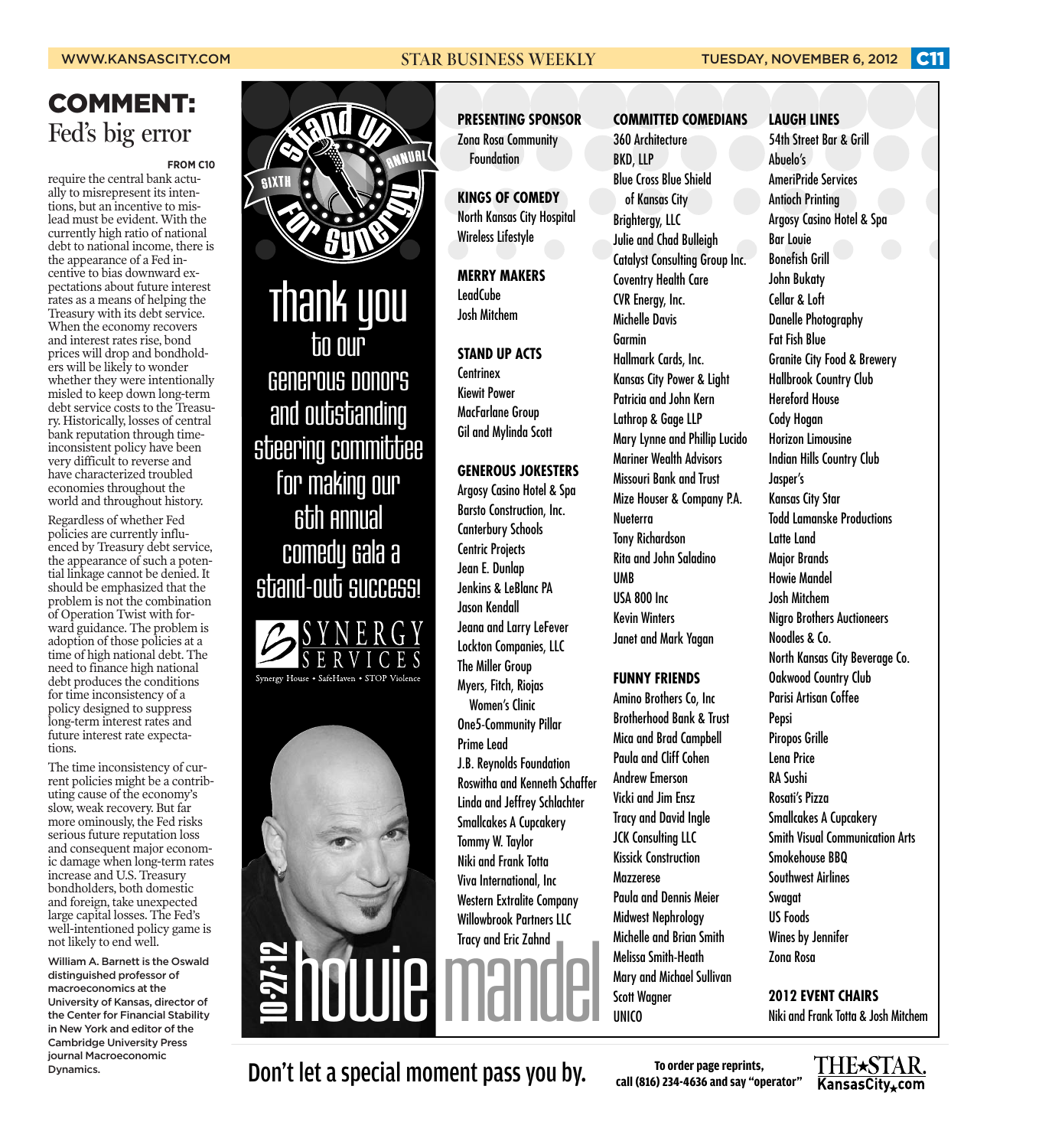# COMMENT: Fed's big error

FROM C10

require the central bank actually to misrepresent its intentions, but an incentive to mislead must be evident. With the currently high ratio of national debt to national income, there is the appearance of a Fed incentive to bias downward expectations about future interest rates as a means of helping the Treasury with its debt service. When the economy recovers and interest rates rise, bond prices will drop and bondholders will be likely to wonder whether they were intentionally misled to keep down long-term debt service costs to the Treasury. Historically, losses of central bank reputation through time-inconsistent policy have been very difficult to reverse and have characterized troubled economies throughout the world and throughout history.

Regardless of whether Fed policies are currently influenced by Treasury debt service, the appearance of such a potential linkage cannot be denied. It should be emphasized that the problem is not the combination of Operation Twist with forward guidance. The problem is adoption of those policies at a time of high national debt. The need to finance high national debt produces the conditions for time inconsistency of a policy designed to suppress long-term interest rates and future interest rate expectations.

The time inconsistency of current policies might be a contributing cause of the economy's slow, weak recovery. But far more ominously, the Fed risks serious future reputation loss and consequent major economic damage when long-term rates increase and U.S. Treasury bondholders, both domestic and foreign, take unexpected large capital losses. The Fed's well-intentioned policy game is not likely to end well.

William A. Barnett is the Oswald distinguished professor of macroeconomics at the University of Kansas, director of the Center for Financial Stability in New York and editor of the Cambridge University Press journal Macroeconomic Dynamics.

---

Sixth Annual Stand Up For Synergy

# Thank you to our generous donors and outstanding steering committee for making our 6th annual comedy gala a stand-out success!

SYNERGY SERVICES
Synergy House • SafeHaven • STOP Violence

10·27·12 howie mandel

**PRESENTING SPONSOR**
Zona Rosa Community Foundation

**KINGS OF COMEDY**
North Kansas City Hospital
Wireless Lifestyle

**MERRY MAKERS**
LeadCube
Josh Mitchem

**STAND UP ACTS**
Centrinex
Kiewit Power
MacFarlane Group
Gil and Mylinda Scott

**GENEROUS JOKESTERS**
Argosy Casino Hotel & Spa
Barsto Construction, Inc.
Canterbury Schools
Centric Projects
Jean E. Dunlap
Jenkins & LeBlanc PA
Jason Kendall
Jeana and Larry LeFever
Lockton Companies, LLC
The Miller Group
Myers, Fitch, Riojas Women's Clinic
One5-Community Pillar
Prime Lead
J.B. Reynolds Foundation
Roswitha and Kenneth Schaffer
Linda and Jeffrey Schlachter
Smallcakes A Cupcakery
Tommy W. Taylor
Niki and Frank Totta
Viva International, Inc
Western Extralite Company
Willowbrook Partners LLC
Tracy and Eric Zahnd

**COMMITTED COMEDIANS**
360 Architecture
BKD, LLP
Blue Cross Blue Shield of Kansas City
Brightergy, LLC
Julie and Chad Bulleigh
Catalyst Consulting Group Inc.
Coventry Health Care
CVR Energy, Inc.
Michelle Davis
Garmin
Hallmark Cards, Inc.
Kansas City Power & Light
Patricia and John Kern
Lathrop & Gage LLP
Mary Lynne and Phillip Lucido
Mariner Wealth Advisors
Missouri Bank and Trust
Mize Houser & Company P.A.
Nueterra
Tony Richardson
Rita and John Saladino
UMB
USA 800 Inc
Kevin Winters
Janet and Mark Yagan

**FUNNY FRIENDS**
Amino Brothers Co, Inc
Brotherhood Bank & Trust
Mica and Brad Campbell
Paula and Cliff Cohen
Andrew Emerson
Vicki and Jim Ensz
Tracy and David Ingle
JCK Consulting LLC
Kissick Construction
Mazzerese
Paula and Dennis Meier
Midwest Nephrology
Michelle and Brian Smith
Melissa Smith-Heath
Mary and Michael Sullivan
Scott Wagner
UNICO

**LAUGH LINES**
54th Street Bar & Grill
Abuelo's
AmeriPride Services
Antioch Printing
Argosy Casino Hotel & Spa
Bar Louie
Bonefish Grill
John Bukaty
Cellar & Loft
Danelle Photography
Fat Fish Blue
Granite City Food & Brewery
Hallbrook Country Club
Hereford House
Cody Hogan
Horizon Limousine
Indian Hills Country Club
Jasper's
Kansas City Star
Todd Lamanske Productions
Latte Land
Major Brands
Howie Mandel
Josh Mitchem
Nigro Brothers Auctioneers
Noodles & Co.
North Kansas City Beverage Co.
Oakwood Country Club
Parisi Artisan Coffee
Pepsi
Piropos Grille
Lena Price
RA Sushi
Rosati's Pizza
Smallcakes A Cupcakery
Smith Visual Communication Arts
Smokehouse BBQ
Southwest Airlines
Swagat
US Foods
Wines by Jennifer
Zona Rosa

**2012 EVENT CHAIRS**
Niki and Frank Totta & Josh Mitchem

---

Don't let a special moment pass you by.

**To order page reprints, call (816) 234-4636 and say "operator"**

THE★STAR. KansasCity★com